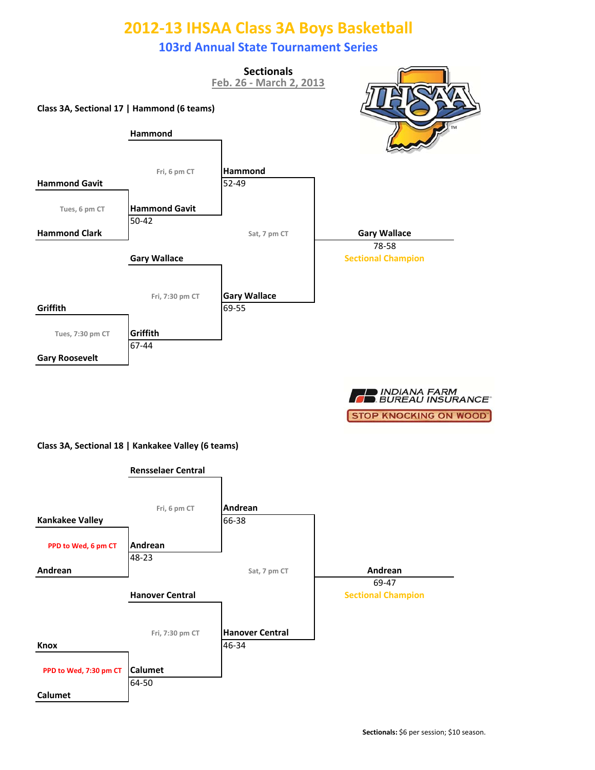# 2012-13 IHSAA Class 3A Boys Basketball

## 103rd Annual State Tournament Series

**Sectionals**
Feb. 26 - March 2, 2013

### Class 3A, Sectional 17 | Hammond (6 teams)

**First Round (Tues)**

| Game | Time | Teams | Winner | Score |
|---|---|---|---|---|
| 1 | Tues, 6 pm CT | Hammond Gavit vs. Hammond Clark | Hammond Gavit | 50-42 |
| 2 | Tues, 7:30 pm CT | Griffith vs. Gary Roosevelt | Griffith | 67-44 |

**Semifinals (Fri)**

| Game | Time | Teams | Winner | Score |
|---|---|---|---|---|
| 3 | Fri, 6 pm CT | Hammond vs. Hammond Gavit | Hammond | 52-49 |
| 4 | Fri, 7:30 pm CT | Gary Wallace vs. Griffith | Gary Wallace | 69-55 |

**Championship (Sat)**

| Game | Time | Teams | Winner | Score |
|---|---|---|---|---|
| 5 | Sat, 7 pm CT | Hammond vs. Gary Wallace | Gary Wallace | 78-58 |

**Sectional Champion: Gary Wallace**

INDIANA FARM BUREAU INSURANCE — STOP KNOCKING ON WOOD

### Class 3A, Sectional 18 | Kankakee Valley (6 teams)

**First Round**

| Game | Time | Teams | Winner | Score |
|---|---|---|---|---|
| 1 | PPD to Wed, 6 pm CT | Kankakee Valley vs. Andrean | Andrean | 48-23 |
| 2 | PPD to Wed, 7:30 pm CT | Knox vs. Calumet | Calumet | 64-50 |

**Semifinals (Fri)**

| Game | Time | Teams | Winner | Score |
|---|---|---|---|---|
| 3 | Fri, 6 pm CT | Rensselaer Central vs. Andrean | Andrean | 66-38 |
| 4 | Fri, 7:30 pm CT | Hanover Central vs. Calumet | Hanover Central | 46-34 |

**Championship (Sat)**

| Game | Time | Teams | Winner | Score |
|---|---|---|---|---|
| 5 | Sat, 7 pm CT | Andrean vs. Hanover Central | Andrean | 69-47 |

**Sectional Champion: Andrean**

**Sectionals:** $6 per session; $10 season.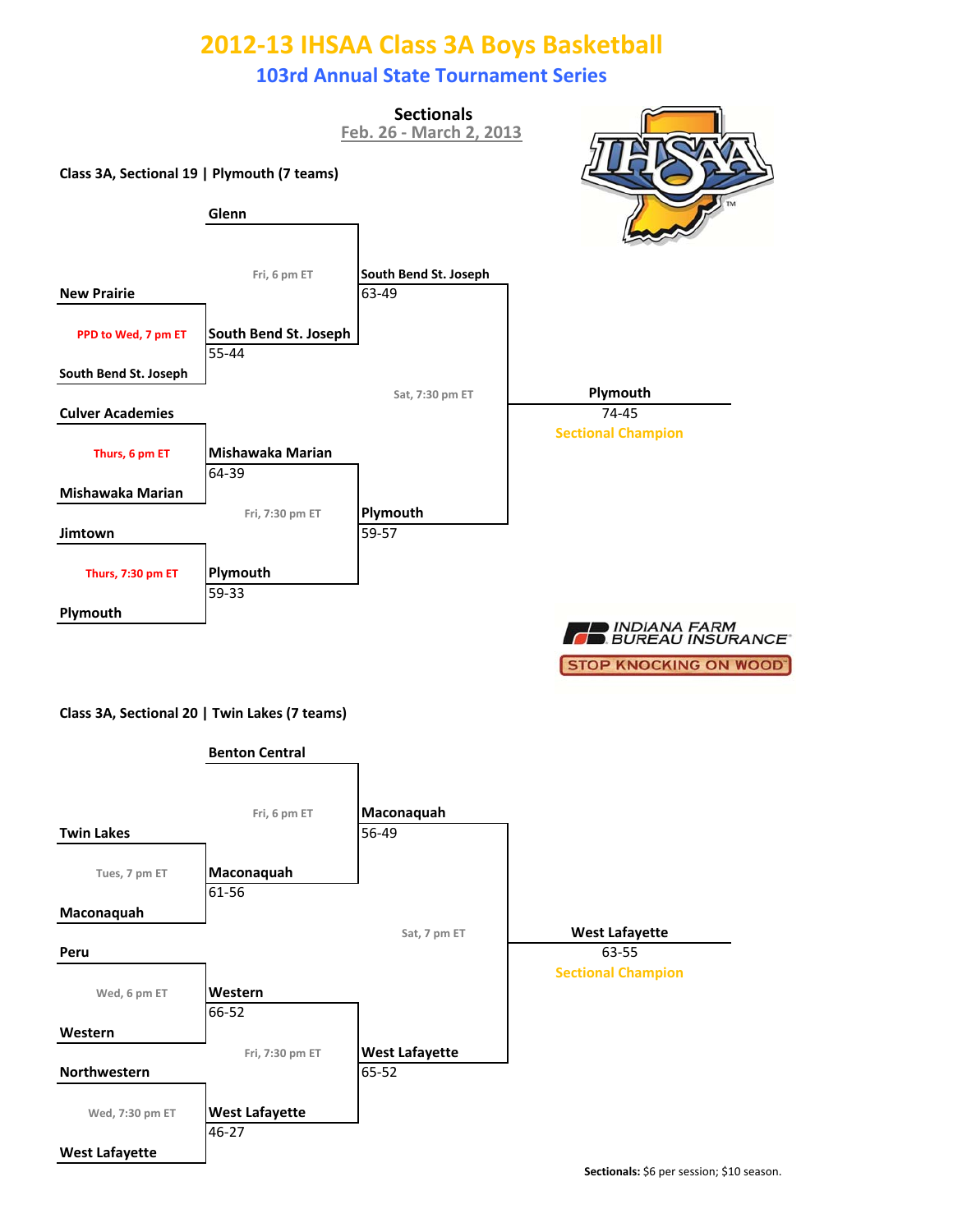# 2012-13 IHSAA Class 3A Boys Basketball

## 103rd Annual State Tournament Series

**Sectionals**
Feb. 26 - March 2, 2013

### Class 3A, Sectional 19 | Plymouth (7 teams)

**First Round**

- New Prairie vs. South Bend St. Joseph (PPD to Wed, 7 pm ET): **South Bend St. Joseph** 55-44
- Culver Academies vs. Mishawaka Marian (Thurs, 6 pm ET): **Mishawaka Marian** 64-39
- Jimtown vs. Plymouth (Thurs, 7:30 pm ET): **Plymouth** 59-33

**Semifinals**

- Glenn vs. South Bend St. Joseph (Fri, 6 pm ET): **South Bend St. Joseph** 63-49
- Mishawaka Marian vs. Plymouth (Fri, 7:30 pm ET): **Plymouth** 59-57

**Championship** (Sat, 7:30 pm ET)

- **Plymouth** 74-45 — Sectional Champion

### Class 3A, Sectional 20 | Twin Lakes (7 teams)

**First Round**

- Twin Lakes vs. Maconaquah (Tues, 7 pm ET): **Maconaquah** 61-56
- Peru vs. Western (Wed, 6 pm ET): **Western** 66-52
- Northwestern vs. West Lafayette (Wed, 7:30 pm ET): **West Lafayette** 46-27

**Semifinals**

- Benton Central vs. Maconaquah (Fri, 6 pm ET): **Maconaquah** 56-49
- Western vs. West Lafayette (Fri, 7:30 pm ET): **West Lafayette** 65-52

**Championship** (Sat, 7 pm ET)

- **West Lafayette** 63-55 — Sectional Champion

INDIANA FARM BUREAU INSURANCE — STOP KNOCKING ON WOOD

**Sectionals:** $6 per session; $10 season.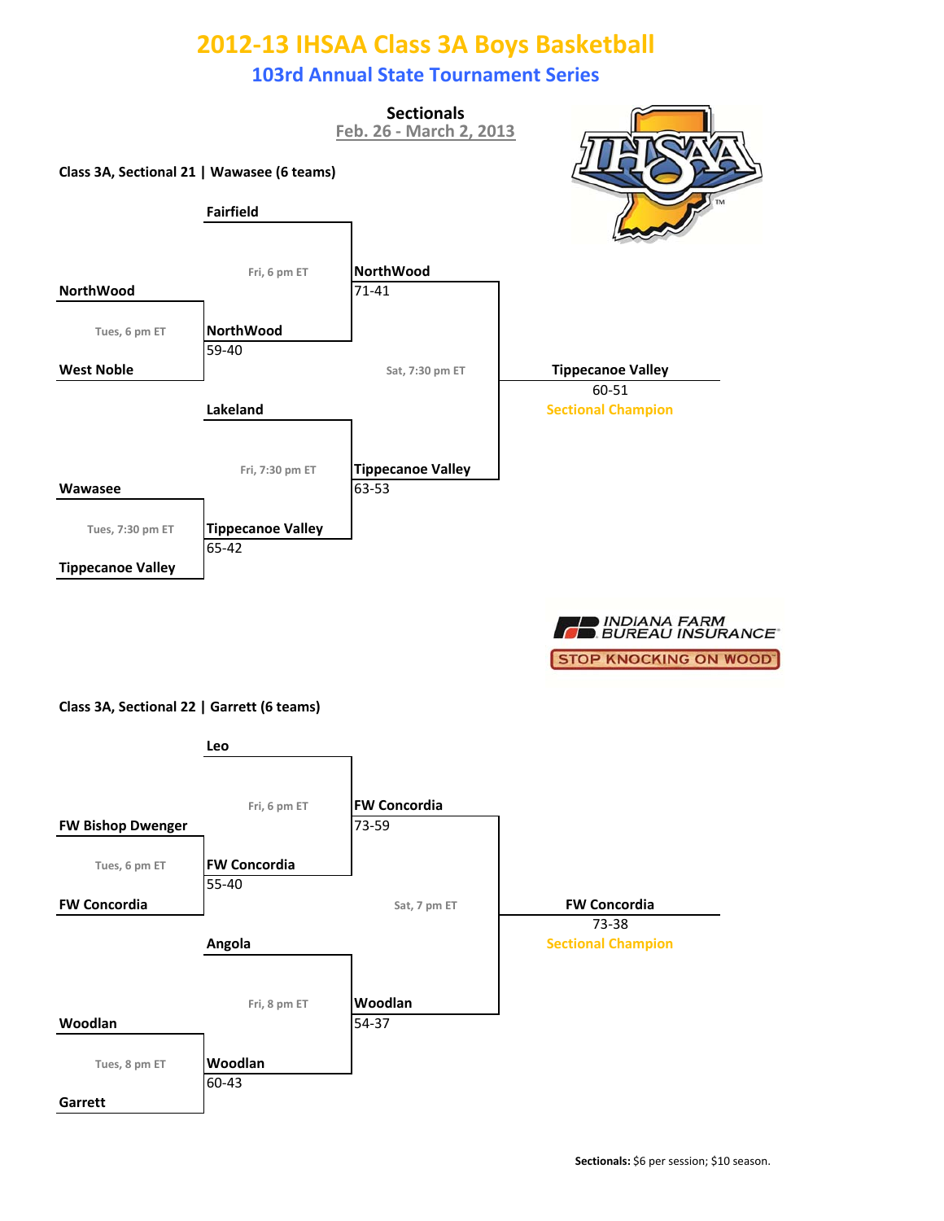# 2012-13 IHSAA Class 3A Boys Basketball

## 103rd Annual State Tournament Series

### Sectionals

Feb. 26 - March 2, 2013

**Class 3A, Sectional 21 | Wawasee (6 teams)**

**Tues, 6 pm ET:** NorthWood vs. West Noble — **NorthWood** 59-40

**Tues, 7:30 pm ET:** Wawasee vs. Tippecanoe Valley — **Tippecanoe Valley** 65-42

**Fri, 6 pm ET:** Fairfield vs. NorthWood — **NorthWood** 71-41

**Fri, 7:30 pm ET:** Lakeland vs. Tippecanoe Valley — **Tippecanoe Valley** 63-53

**Sat, 7:30 pm ET:** NorthWood vs. Tippecanoe Valley — **Tippecanoe Valley** 60-51

**Sectional Champion:** Tippecanoe Valley

INDIANA FARM BUREAU INSURANCE

STOP KNOCKING ON WOOD

**Class 3A, Sectional 22 | Garrett (6 teams)**

**Tues, 6 pm ET:** FW Bishop Dwenger vs. FW Concordia — **FW Concordia** 55-40

**Tues, 8 pm ET:** Woodlan vs. Garrett — **Woodlan** 60-43

**Fri, 6 pm ET:** Leo vs. FW Concordia — **FW Concordia** 73-59

**Fri, 8 pm ET:** Angola vs. Woodlan — **Woodlan** 54-37

**Sat, 7 pm ET:** FW Concordia vs. Woodlan — **FW Concordia** 73-38

**Sectional Champion:** FW Concordia

**Sectionals:** $6 per session; $10 season.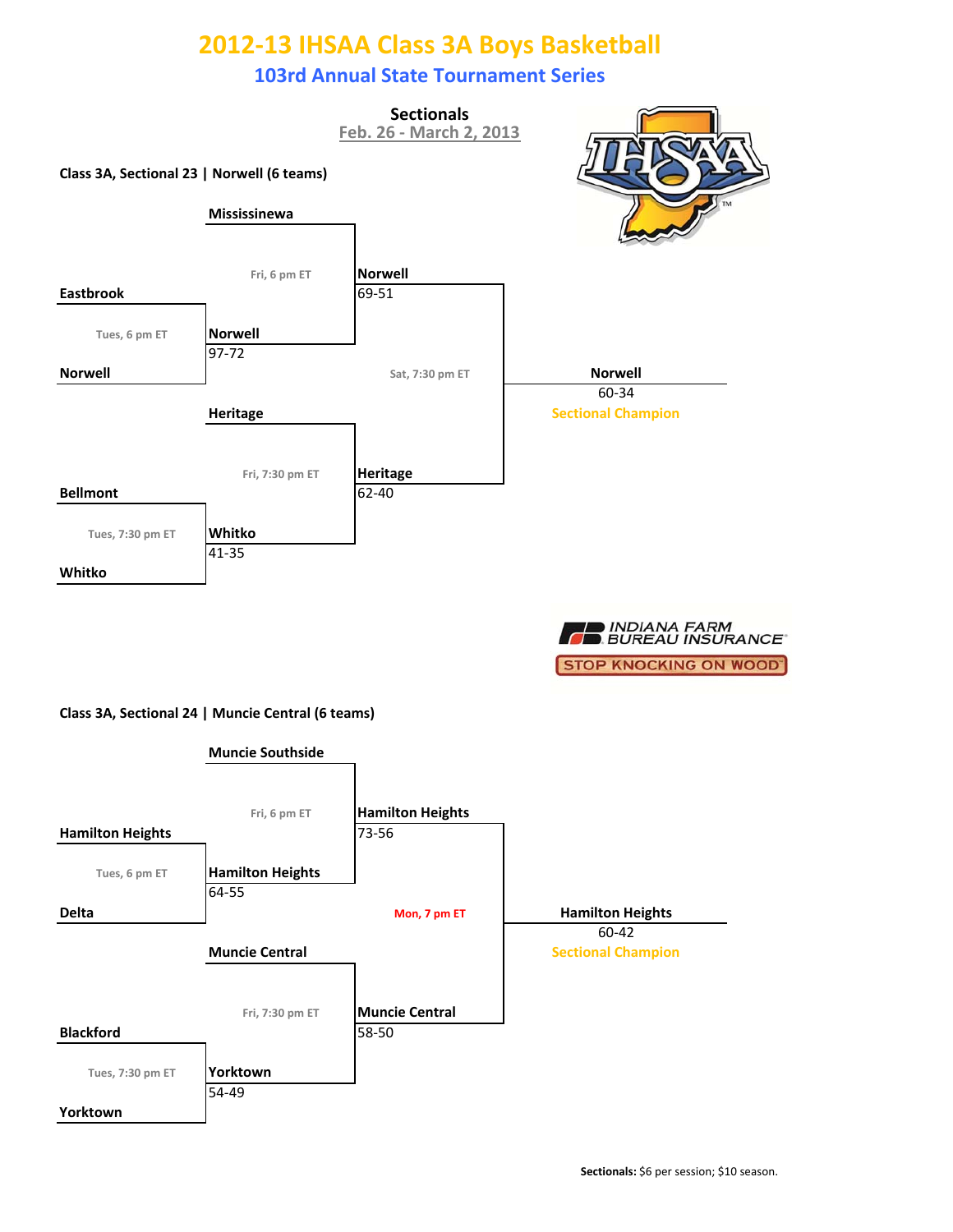# 2012-13 IHSAA Class 3A Boys Basketball

## 103rd Annual State Tournament Series

**Sectionals**
Feb. 26 - March 2, 2013

### Class 3A, Sectional 23 | Norwell (6 teams)

**Tuesday**

- Tues, 6 pm ET: **Eastbrook** vs. **Norwell** — **Norwell** 97-72
- Tues, 7:30 pm ET: **Bellmont** vs. **Whitko** — **Whitko** 41-35

**Friday**

- Fri, 6 pm ET: **Mississinewa** vs. **Norwell** — **Norwell** 69-51
- Fri, 7:30 pm ET: **Heritage** vs. **Whitko** — **Heritage** 62-40

**Saturday**

- Sat, 7:30 pm ET: **Norwell** vs. **Heritage** — **Norwell** 60-34, Sectional Champion

INDIANA FARM BUREAU INSURANCE
STOP KNOCKING ON WOOD

### Class 3A, Sectional 24 | Muncie Central (6 teams)

**Tuesday**

- Tues, 6 pm ET: **Hamilton Heights** vs. **Delta** — **Hamilton Heights** 64-55
- Tues, 7:30 pm ET: **Blackford** vs. **Yorktown** — **Yorktown** 54-49

**Friday**

- Fri, 6 pm ET: **Muncie Southside** vs. **Hamilton Heights** — **Hamilton Heights** 73-56
- Fri, 7:30 pm ET: **Muncie Central** vs. **Yorktown** — **Muncie Central** 58-50

**Monday**

- Mon, 7 pm ET: **Hamilton Heights** vs. **Muncie Central** — **Hamilton Heights** 60-42, Sectional Champion

**Sectionals:** $6 per session; $10 season.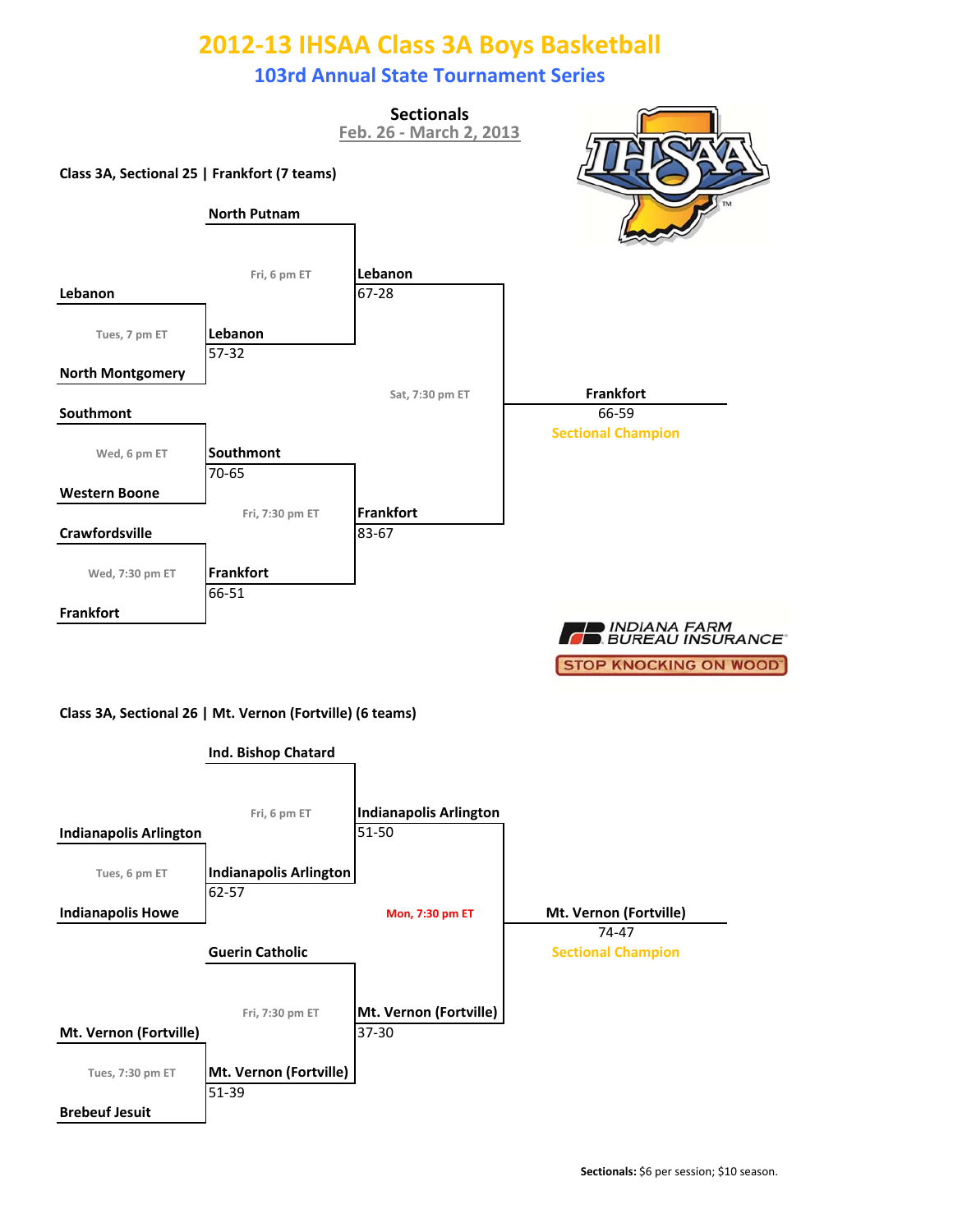# 2012-13 IHSAA Class 3A Boys Basketball

## 103rd Annual State Tournament Series

**Sectionals**
Feb. 26 - March 2, 2013

### Class 3A, Sectional 25 | Frankfort (7 teams)

**First Round**
- Tues, 7 pm ET: Lebanon vs. North Montgomery — **Lebanon** 57-32
- Wed, 6 pm ET: Southmont vs. Western Boone — **Southmont** 70-65
- Wed, 7:30 pm ET: Crawfordsville vs. Frankfort — **Frankfort** 66-51

**Semifinals**
- Fri, 6 pm ET: North Putnam vs. Lebanon — **Lebanon** 67-28
- Fri, 7:30 pm ET: Southmont vs. Frankfort — **Frankfort** 83-67

**Championship**
- Sat, 7:30 pm ET: Lebanon vs. Frankfort — **Frankfort** 66-59

**Frankfort — Sectional Champion**

INDIANA FARM BUREAU INSURANCE
STOP KNOCKING ON WOOD

### Class 3A, Sectional 26 | Mt. Vernon (Fortville) (6 teams)

**First Round**
- Tues, 6 pm ET: Indianapolis Arlington vs. Indianapolis Howe — **Indianapolis Arlington** 62-57
- Tues, 7:30 pm ET: Mt. Vernon (Fortville) vs. Brebeuf Jesuit — **Mt. Vernon (Fortville)** 51-39

**Semifinals**
- Fri, 6 pm ET: Ind. Bishop Chatard vs. Indianapolis Arlington — **Indianapolis Arlington** 51-50
- Fri, 7:30 pm ET: Guerin Catholic vs. Mt. Vernon (Fortville) — **Mt. Vernon (Fortville)** 37-30

**Championship**
- Mon, 7:30 pm ET: Indianapolis Arlington vs. Mt. Vernon (Fortville) — **Mt. Vernon (Fortville)** 74-47

**Mt. Vernon (Fortville) — Sectional Champion**

**Sectionals:** $6 per session; $10 season.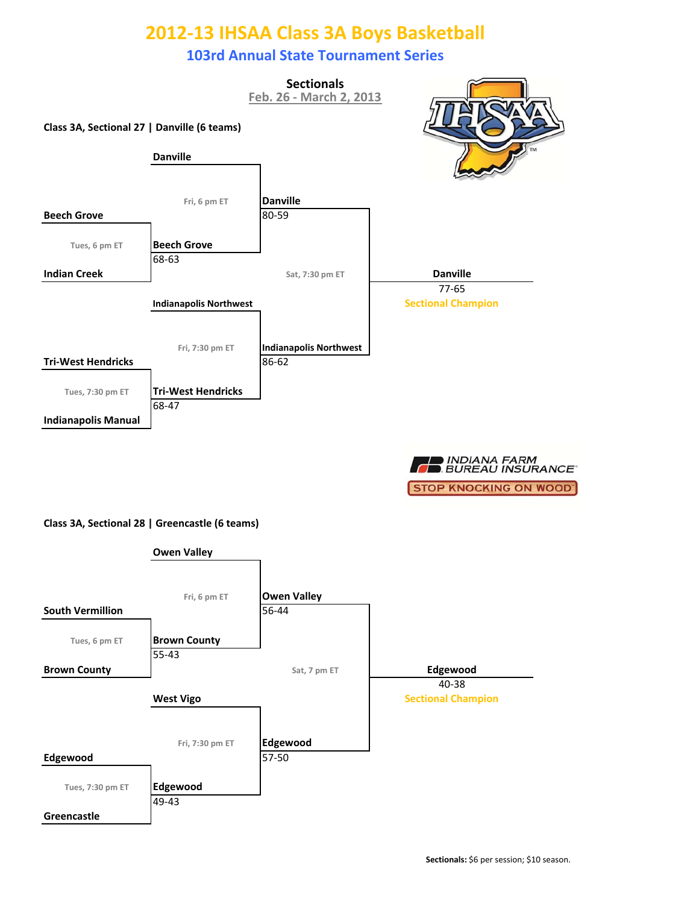# 2012-13 IHSAA Class 3A Boys Basketball

## 103rd Annual State Tournament Series

### Sectionals

Feb. 26 - March 2, 2013

**Class 3A, Sectional 27 | Danville (6 teams)**

| Round | Game | Time | Winner | Score |
|---|---|---|---|---|
| First Round | Beech Grove vs. Indian Creek | Tues, 6 pm ET | Beech Grove | 68-63 |
| First Round | Tri-West Hendricks vs. Indianapolis Manual | Tues, 7:30 pm ET | Tri-West Hendricks | 68-47 |
| Semifinal | Danville vs. Beech Grove | Fri, 6 pm ET | Danville | 80-59 |
| Semifinal | Indianapolis Northwest vs. Tri-West Hendricks | Fri, 7:30 pm ET | Indianapolis Northwest | 86-62 |
| Final | Danville vs. Indianapolis Northwest | Sat, 7:30 pm ET | Danville | 77-65 |

**Sectional Champion:** Danville

**Class 3A, Sectional 28 | Greencastle (6 teams)**

| Round | Game | Time | Winner | Score |
|---|---|---|---|---|
| First Round | South Vermillion vs. Brown County | Tues, 6 pm ET | Brown County | 55-43 |
| First Round | Edgewood vs. Greencastle | Tues, 7:30 pm ET | Edgewood | 49-43 |
| Semifinal | Owen Valley vs. Brown County | Fri, 6 pm ET | Owen Valley | 56-44 |
| Semifinal | West Vigo vs. Edgewood | Fri, 7:30 pm ET | Edgewood | 57-50 |
| Final | Owen Valley vs. Edgewood | Sat, 7 pm ET | Edgewood | 40-38 |

**Sectional Champion:** Edgewood

INDIANA FARM BUREAU INSURANCE
STOP KNOCKING ON WOOD

**Sectionals:** $6 per session; $10 season.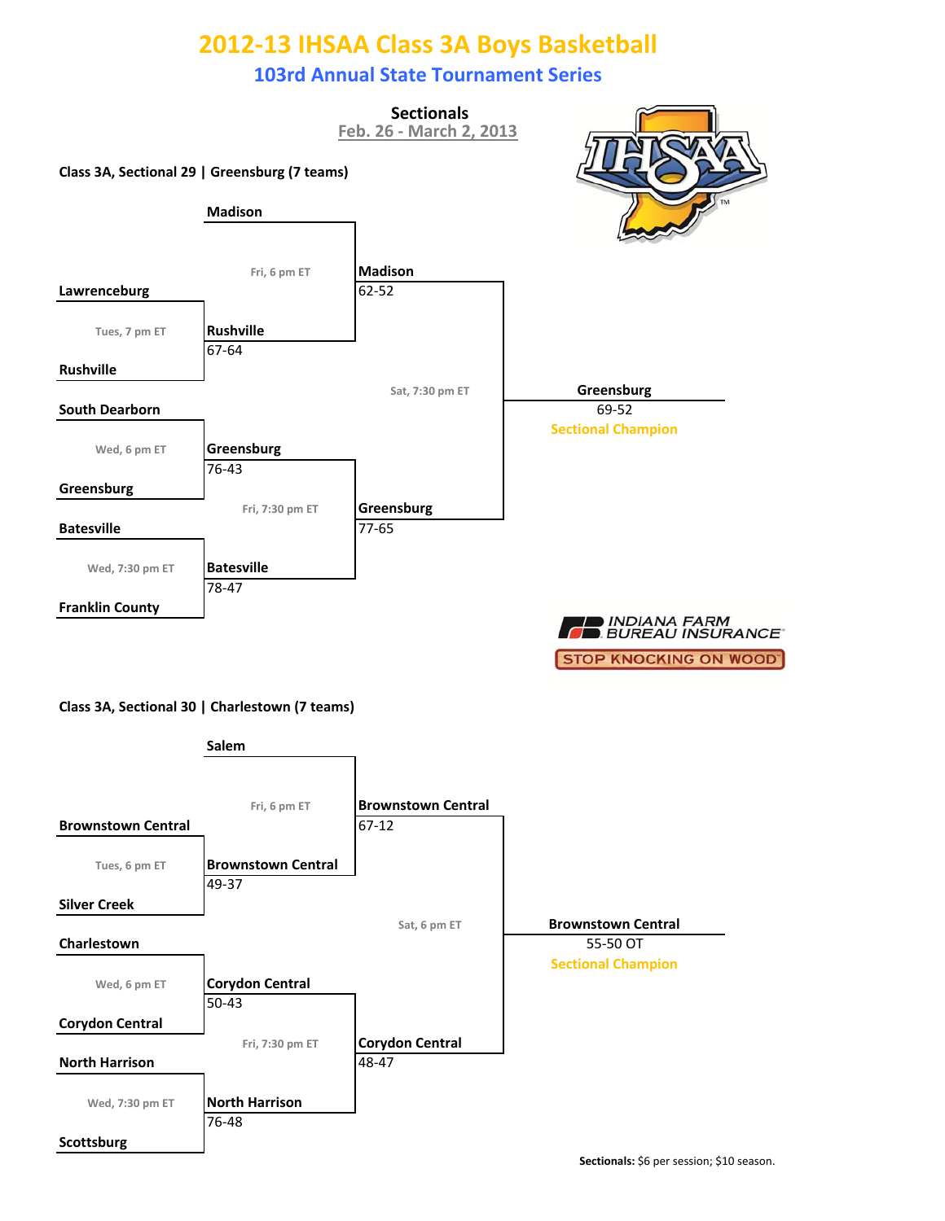# 2012-13 IHSAA Class 3A Boys Basketball

## 103rd Annual State Tournament Series

### Sectionals

Feb. 26 - March 2, 2013

**Class 3A, Sectional 29 | Greensburg (7 teams)**

| Game | Time | Matchup | Winner | Score |
|---|---|---|---|---|
| First round | Tues, 7 pm ET | Lawrenceburg vs. Rushville | Rushville | 67-64 |
| First round | Wed, 6 pm ET | South Dearborn vs. Greensburg | Greensburg | 76-43 |
| First round | Wed, 7:30 pm ET | Batesville vs. Franklin County | Batesville | 78-47 |
| Semifinal | Fri, 6 pm ET | Madison vs. Rushville | Madison | 62-52 |
| Semifinal | Fri, 7:30 pm ET | Greensburg vs. Batesville | Greensburg | 77-65 |
| Championship | Sat, 7:30 pm ET | Madison vs. Greensburg | Greensburg | 69-52 |

**Sectional Champion:** Greensburg 69-52

INDIANA FARM BUREAU INSURANCE — STOP KNOCKING ON WOOD

**Class 3A, Sectional 30 | Charlestown (7 teams)**

| Game | Time | Matchup | Winner | Score |
|---|---|---|---|---|
| First round | Tues, 6 pm ET | Brownstown Central vs. Silver Creek | Brownstown Central | 49-37 |
| First round | Wed, 6 pm ET | Charlestown vs. Corydon Central | Corydon Central | 50-43 |
| First round | Wed, 7:30 pm ET | North Harrison vs. Scottsburg | North Harrison | 76-48 |
| Semifinal | Fri, 6 pm ET | Salem vs. Brownstown Central | Brownstown Central | 67-12 |
| Semifinal | Fri, 7:30 pm ET | Corydon Central vs. North Harrison | Corydon Central | 48-47 |
| Championship | Sat, 6 pm ET | Brownstown Central vs. Corydon Central | Brownstown Central | 55-50 OT |

**Sectional Champion:** Brownstown Central 55-50 OT

**Sectionals:** $6 per session; $10 season.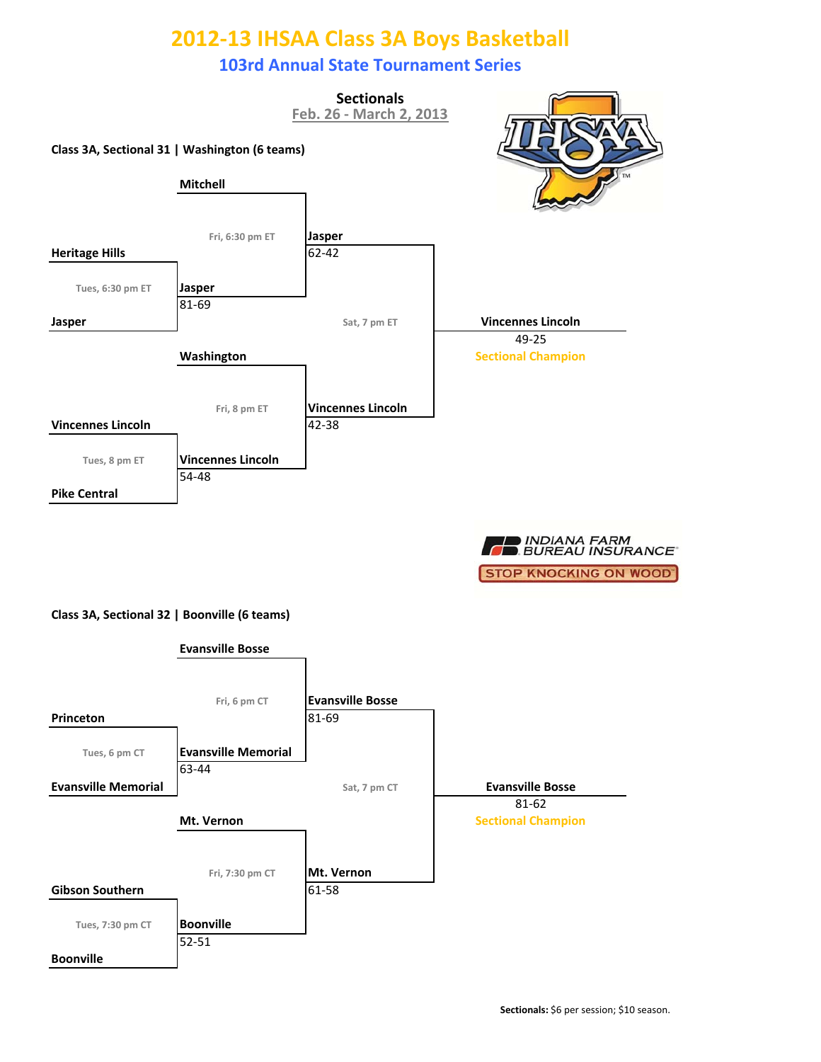# 2012-13 IHSAA Class 3A Boys Basketball

## 103rd Annual State Tournament Series

**Sectionals**
Feb. 26 - March 2, 2013

### Class 3A, Sectional 31 | Washington (6 teams)

**Tues, 6:30 pm ET**
Heritage Hills vs. Jasper — **Jasper** 81-69

**Tues, 8 pm ET**
Vincennes Lincoln vs. Pike Central — **Vincennes Lincoln** 54-48

**Fri, 6:30 pm ET**
Mitchell vs. Jasper — **Jasper** 62-42

**Fri, 8 pm ET**
Washington vs. Vincennes Lincoln — **Vincennes Lincoln** 42-38

**Sat, 7 pm ET**
Jasper vs. Vincennes Lincoln — **Vincennes Lincoln** 49-25

**Sectional Champion: Vincennes Lincoln**

INDIANA FARM BUREAU INSURANCE
STOP KNOCKING ON WOOD

### Class 3A, Sectional 32 | Boonville (6 teams)

**Tues, 6 pm CT**
Princeton vs. Evansville Memorial — **Evansville Memorial** 63-44

**Tues, 7:30 pm CT**
Gibson Southern vs. Boonville — **Boonville** 52-51

**Fri, 6 pm CT**
Evansville Bosse vs. Evansville Memorial — **Evansville Bosse** 81-69

**Fri, 7:30 pm CT**
Mt. Vernon vs. Boonville — **Mt. Vernon** 61-58

**Sat, 7 pm CT**
Evansville Bosse vs. Mt. Vernon — **Evansville Bosse** 81-62

**Sectional Champion: Evansville Bosse**

**Sectionals:** $6 per session; $10 season.